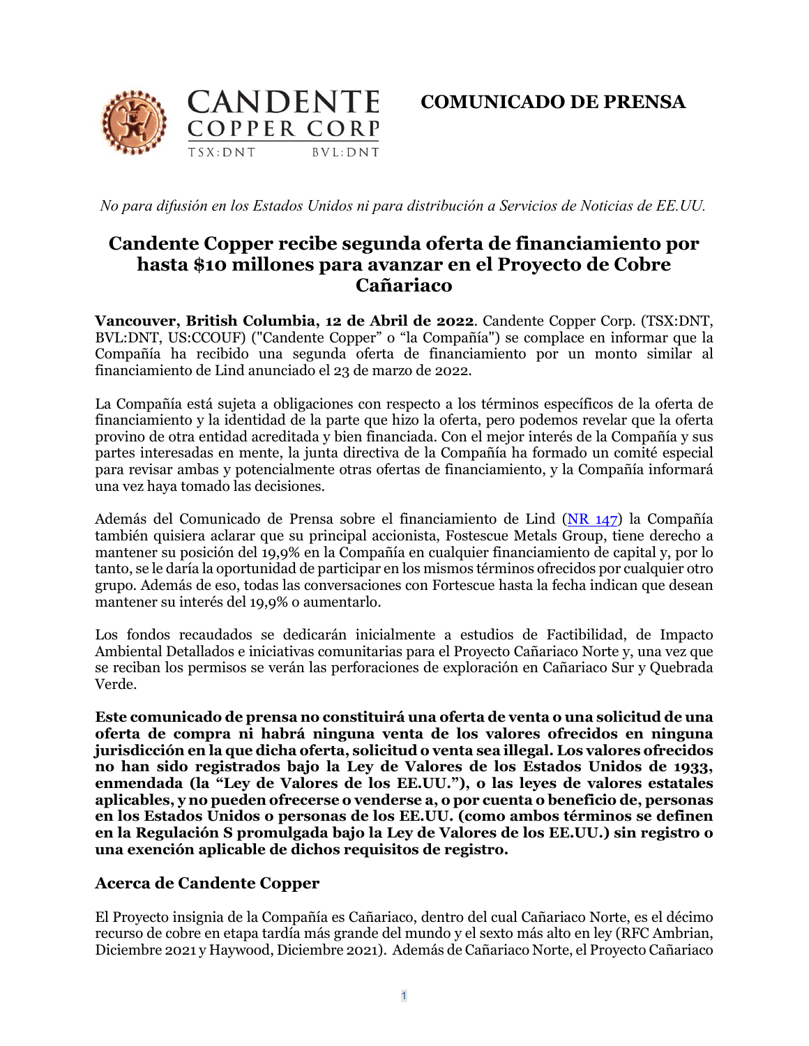**CANDENTE COPPER CORP**
TSX:DNT BVL:DNT

**COMUNICADO DE PRENSA**

*No para difusión en los Estados Unidos ni para distribución a Servicios de Noticias de EE.UU.*

# Candente Copper recibe segunda oferta de financiamiento por hasta $10 millones para avanzar en el Proyecto de Cobre Cañariaco

**Vancouver, British Columbia, 12 de Abril de 2022**. Candente Copper Corp. (TSX:DNT, BVL:DNT, US:CCOUF) ("Candente Copper" o "la Compañía") se complace en informar que la Compañía ha recibido una segunda oferta de financiamiento por un monto similar al financiamiento de Lind anunciado el 23 de marzo de 2022.

La Compañía está sujeta a obligaciones con respecto a los términos específicos de la oferta de financiamiento y la identidad de la parte que hizo la oferta, pero podemos revelar que la oferta provino de otra entidad acreditada y bien financiada. Con el mejor interés de la Compañía y sus partes interesadas en mente, la junta directiva de la Compañía ha formado un comité especial para revisar ambas y potencialmente otras ofertas de financiamiento, y la Compañía informará una vez haya tomado las decisiones.

Además del Comunicado de Prensa sobre el financiamiento de Lind (NR 147) la Compañía también quisiera aclarar que su principal accionista, Fostescue Metals Group, tiene derecho a mantener su posición del 19,9% en la Compañía en cualquier financiamiento de capital y, por lo tanto, se le daría la oportunidad de participar en los mismos términos ofrecidos por cualquier otro grupo. Además de eso, todas las conversaciones con Fortescue hasta la fecha indican que desean mantener su interés del 19,9% o aumentarlo.

Los fondos recaudados se dedicarán inicialmente a estudios de Factibilidad, de Impacto Ambiental Detallados e iniciativas comunitarias para el Proyecto Cañariaco Norte y, una vez que se reciban los permisos se verán las perforaciones de exploración en Cañariaco Sur y Quebrada Verde.

**Este comunicado de prensa no constituirá una oferta de venta o una solicitud de una oferta de compra ni habrá ninguna venta de los valores ofrecidos en ninguna jurisdicción en la que dicha oferta, solicitud o venta sea illegal. Los valores ofrecidos no han sido registrados bajo la Ley de Valores de los Estados Unidos de 1933, enmendada (la "Ley de Valores de los EE.UU."), o las leyes de valores estatales aplicables, y no pueden ofrecerse o venderse a, o por cuenta o beneficio de, personas en los Estados Unidos o personas de los EE.UU. (como ambos términos se definen en la Regulación S promulgada bajo la Ley de Valores de los EE.UU.) sin registro o una exención aplicable de dichos requisitos de registro.**

## Acerca de Candente Copper

El Proyecto insignia de la Compañía es Cañariaco, dentro del cual Cañariaco Norte, es el décimo recurso de cobre en etapa tardía más grande del mundo y el sexto más alto en ley (RFC Ambrian, Diciembre 2021 y Haywood, Diciembre 2021). Además de Cañariaco Norte, el Proyecto Cañariaco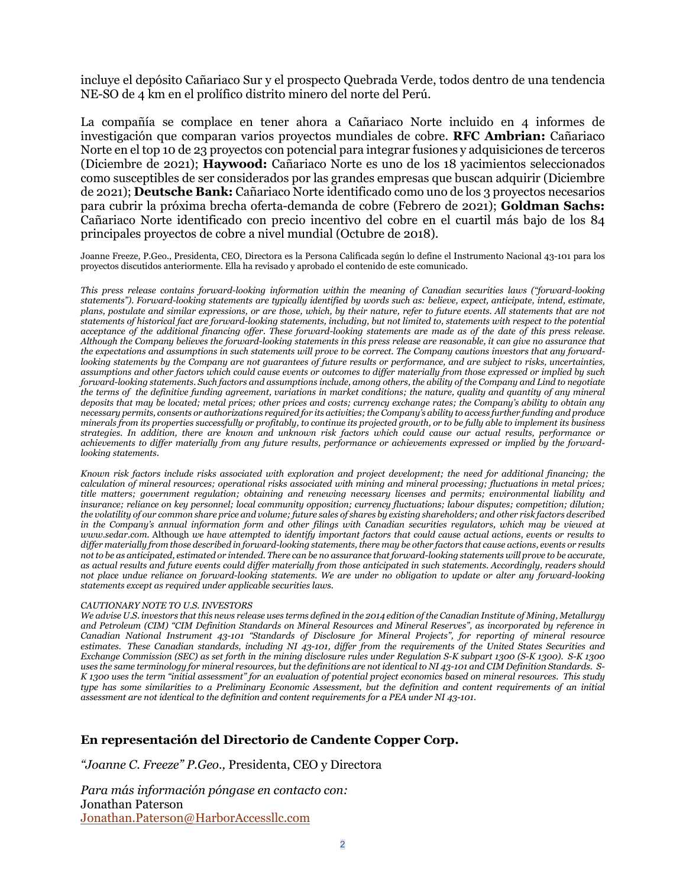incluye el depósito Cañariaco Sur y el prospecto Quebrada Verde, todos dentro de una tendencia NE-SO de 4 km en el prolífico distrito minero del norte del Perú.

La compañía se complace en tener ahora a Cañariaco Norte incluido en 4 informes de investigación que comparan varios proyectos mundiales de cobre. **RFC Ambrian:** Cañariaco Norte en el top 10 de 23 proyectos con potencial para integrar fusiones y adquisiciones de terceros (Diciembre de 2021); **Haywood:** Cañariaco Norte es uno de los 18 yacimientos seleccionados como susceptibles de ser considerados por las grandes empresas que buscan adquirir (Diciembre de 2021); **Deutsche Bank:** Cañariaco Norte identificado como uno de los 3 proyectos necesarios para cubrir la próxima brecha oferta-demanda de cobre (Febrero de 2021); **Goldman Sachs:** Cañariaco Norte identificado con precio incentivo del cobre en el cuartil más bajo de los 84 principales proyectos de cobre a nivel mundial (Octubre de 2018).

Joanne Freeze, P.Geo., Presidenta, CEO, Directora es la Persona Calificada según lo define el Instrumento Nacional 43-101 para los proyectos discutidos anteriormente. Ella ha revisado y aprobado el contenido de este comunicado.

*This press release contains forward-looking information within the meaning of Canadian securities laws ("forward-looking statements"). Forward-looking statements are typically identified by words such as: believe, expect, anticipate, intend, estimate, plans, postulate and similar expressions, or are those, which, by their nature, refer to future events. All statements that are not statements of historical fact are forward-looking statements, including, but not limited to, statements with respect to the potential acceptance of the additional financing offer. These forward-looking statements are made as of the date of this press release. Although the Company believes the forward-looking statements in this press release are reasonable, it can give no assurance that the expectations and assumptions in such statements will prove to be correct. The Company cautions investors that any forward-looking statements by the Company are not guarantees of future results or performance, and are subject to risks, uncertainties, assumptions and other factors which could cause events or outcomes to differ materially from those expressed or implied by such forward-looking statements. Such factors and assumptions include, among others, the ability of the Company and Lind to negotiate the terms of the definitive funding agreement, variations in market conditions; the nature, quality and quantity of any mineral deposits that may be located; metal prices; other prices and costs; currency exchange rates; the Company's ability to obtain any necessary permits, consents or authorizations required for its activities; the Company's ability to access further funding and produce minerals from its properties successfully or profitably, to continue its projected growth, or to be fully able to implement its business strategies. In addition, there are known and unknown risk factors which could cause our actual results, performance or achievements to differ materially from any future results, performance or achievements expressed or implied by the forward-looking statements.*

*Known risk factors include risks associated with exploration and project development; the need for additional financing; the calculation of mineral resources; operational risks associated with mining and mineral processing; fluctuations in metal prices; title matters; government regulation; obtaining and renewing necessary licenses and permits; environmental liability and insurance; reliance on key personnel; local community opposition; currency fluctuations; labour disputes; competition; dilution; the volatility of our common share price and volume; future sales of shares by existing shareholders; and other risk factors described in the Company's annual information form and other filings with Canadian securities regulators, which may be viewed at www.sedar.com.* Although *we have attempted to identify important factors that could cause actual actions, events or results to differ materially from those described in forward-looking statements, there may be other factors that cause actions, events or results not to be as anticipated, estimated or intended. There can be no assurance that forward-looking statements will prove to be accurate, as actual results and future events could differ materially from those anticipated in such statements. Accordingly, readers should not place undue reliance on forward-looking statements. We are under no obligation to update or alter any forward-looking statements except as required under applicable securities laws.*

*CAUTIONARY NOTE TO U.S. INVESTORS*
*We advise U.S. investors that this news release uses terms defined in the 2014 edition of the Canadian Institute of Mining, Metallurgy and Petroleum (CIM) "CIM Definition Standards on Mineral Resources and Mineral Reserves", as incorporated by reference in Canadian National Instrument 43-101 "Standards of Disclosure for Mineral Projects", for reporting of mineral resource estimates. These Canadian standards, including NI 43-101, differ from the requirements of the United States Securities and Exchange Commission (SEC) as set forth in the mining disclosure rules under Regulation S-K subpart 1300 (S-K 1300). S-K 1300 uses the same terminology for mineral resources, but the definitions are not identical to NI 43-101 and CIM Definition Standards. S-K 1300 uses the term "initial assessment" for an evaluation of potential project economics based on mineral resources. This study type has some similarities to a Preliminary Economic Assessment, but the definition and content requirements of an initial assessment are not identical to the definition and content requirements for a PEA under NI 43-101.*

**En representación del Directorio de Candente Copper Corp.**

*"Joanne C. Freeze" P.Geo.,* Presidenta, CEO y Directora

*Para más información póngase en contacto con:*
Jonathan Paterson
Jonathan.Paterson@HarborAccessllc.com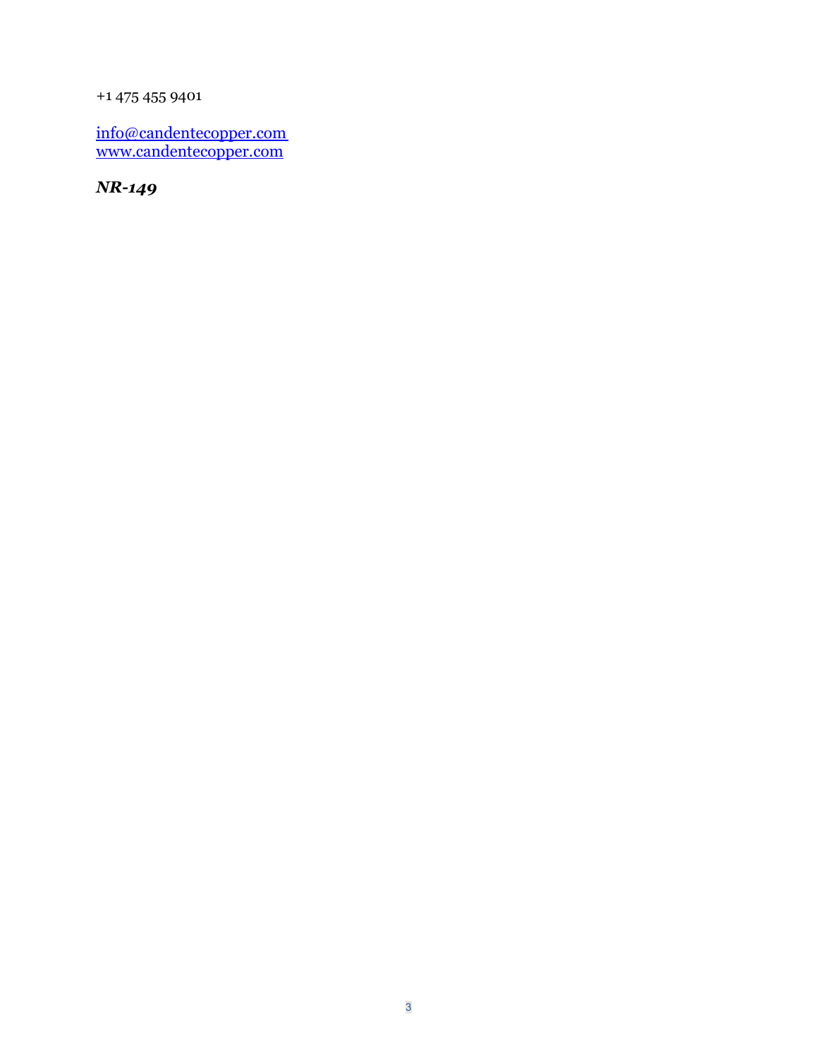+1 475 455 9401

info@candentecopper.com
www.candentecopper.com

***NR-149***